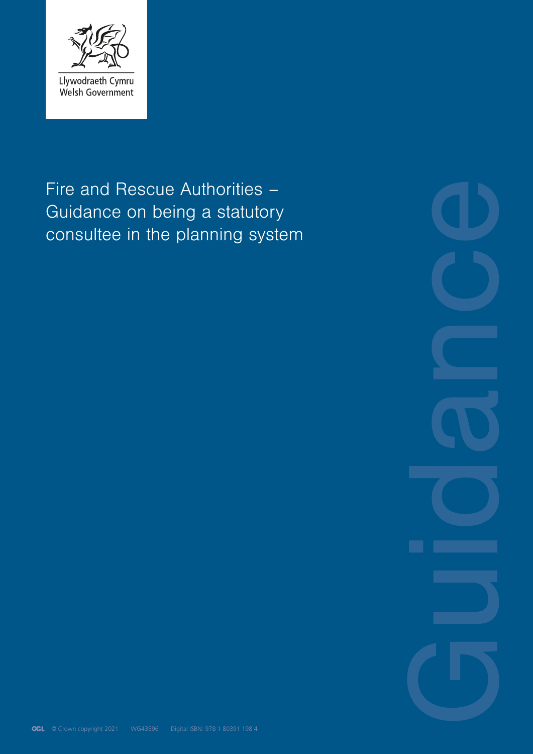Llywodraeth Cymru
Welsh Government

# Fire and Rescue Authorities – Guidance on being a statutory consultee in the planning system

Guidance

© Crown copyright 2021 WG43596 Digital ISBN: 978 1 80391 198 4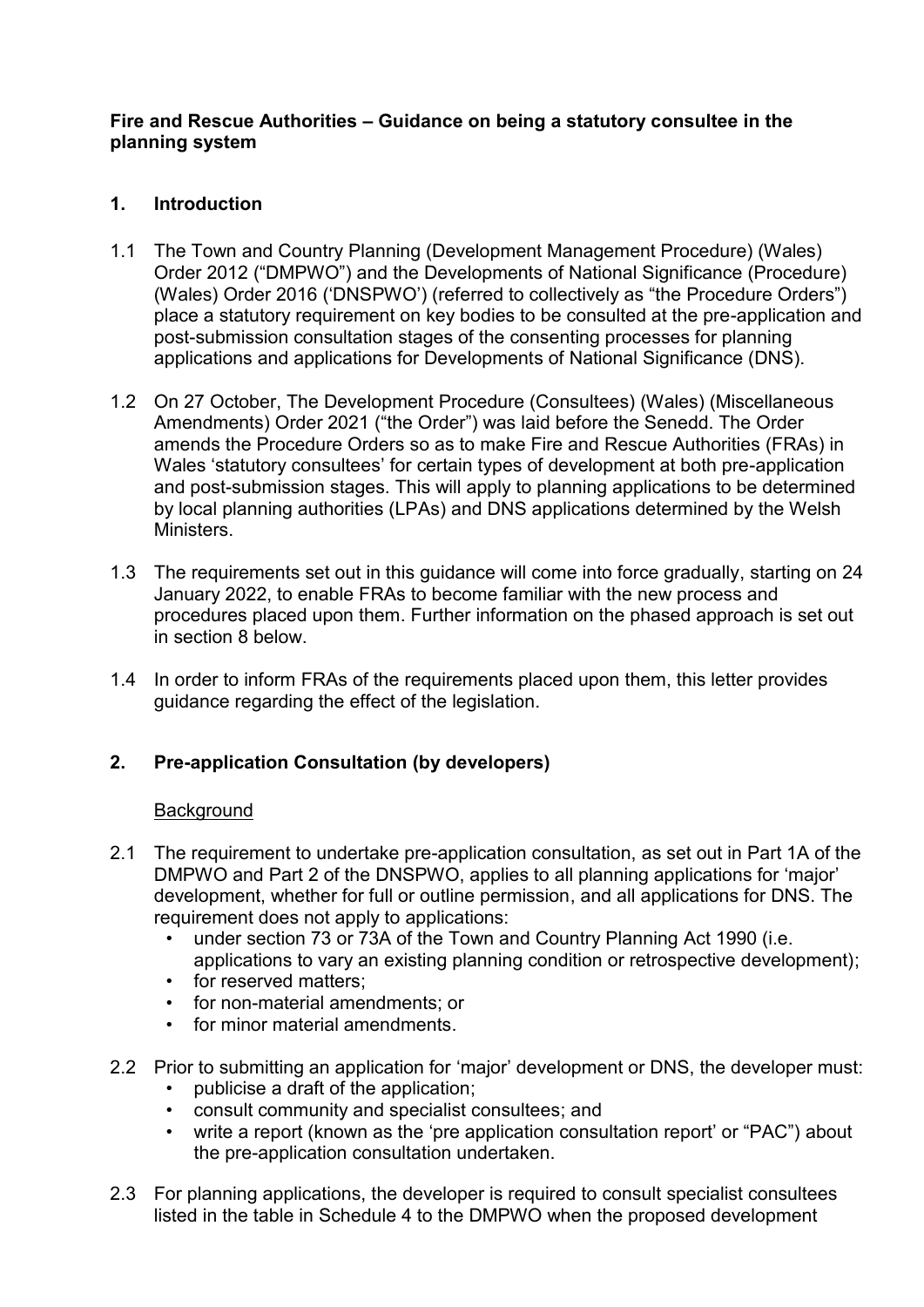**Fire and Rescue Authorities – Guidance on being a statutory consultee in the planning system**

## 1. Introduction

1.1 The Town and Country Planning (Development Management Procedure) (Wales) Order 2012 ("DMPWO") and the Developments of National Significance (Procedure) (Wales) Order 2016 ('DNSPWO') (referred to collectively as "the Procedure Orders") place a statutory requirement on key bodies to be consulted at the pre-application and post-submission consultation stages of the consenting processes for planning applications and applications for Developments of National Significance (DNS).

1.2 On 27 October, The Development Procedure (Consultees) (Wales) (Miscellaneous Amendments) Order 2021 ("the Order") was laid before the Senedd. The Order amends the Procedure Orders so as to make Fire and Rescue Authorities (FRAs) in Wales 'statutory consultees' for certain types of development at both pre-application and post-submission stages. This will apply to planning applications to be determined by local planning authorities (LPAs) and DNS applications determined by the Welsh Ministers.

1.3 The requirements set out in this guidance will come into force gradually, starting on 24 January 2022, to enable FRAs to become familiar with the new process and procedures placed upon them. Further information on the phased approach is set out in section 8 below.

1.4 In order to inform FRAs of the requirements placed upon them, this letter provides guidance regarding the effect of the legislation.

## 2. Pre-application Consultation (by developers)

Background

2.1 The requirement to undertake pre-application consultation, as set out in Part 1A of the DMPWO and Part 2 of the DNSPWO, applies to all planning applications for 'major' development, whether for full or outline permission, and all applications for DNS. The requirement does not apply to applications:

- under section 73 or 73A of the Town and Country Planning Act 1990 (i.e. applications to vary an existing planning condition or retrospective development);
- for reserved matters;
- for non-material amendments; or
- for minor material amendments.

2.2 Prior to submitting an application for 'major' development or DNS, the developer must:

- publicise a draft of the application;
- consult community and specialist consultees; and
- write a report (known as the 'pre application consultation report' or "PAC") about the pre-application consultation undertaken.

2.3 For planning applications, the developer is required to consult specialist consultees listed in the table in Schedule 4 to the DMPWO when the proposed development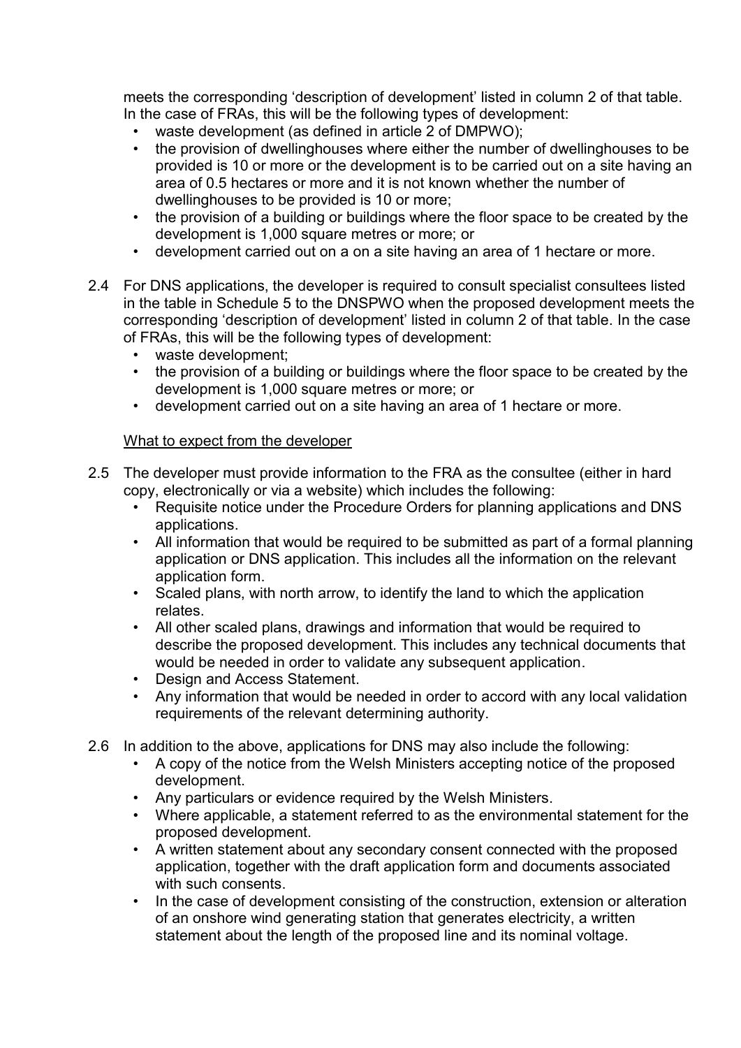meets the corresponding 'description of development' listed in column 2 of that table. In the case of FRAs, this will be the following types of development:

- waste development (as defined in article 2 of DMPWO);
- the provision of dwellinghouses where either the number of dwellinghouses to be provided is 10 or more or the development is to be carried out on a site having an area of 0.5 hectares or more and it is not known whether the number of dwellinghouses to be provided is 10 or more;
- the provision of a building or buildings where the floor space to be created by the development is 1,000 square metres or more; or
- development carried out on a on a site having an area of 1 hectare or more.

2.4 For DNS applications, the developer is required to consult specialist consultees listed in the table in Schedule 5 to the DNSPWO when the proposed development meets the corresponding 'description of development' listed in column 2 of that table. In the case of FRAs, this will be the following types of development:

- waste development;
- the provision of a building or buildings where the floor space to be created by the development is 1,000 square metres or more; or
- development carried out on a site having an area of 1 hectare or more.

<u>What to expect from the developer</u>

2.5 The developer must provide information to the FRA as the consultee (either in hard copy, electronically or via a website) which includes the following:

- Requisite notice under the Procedure Orders for planning applications and DNS applications.
- All information that would be required to be submitted as part of a formal planning application or DNS application. This includes all the information on the relevant application form.
- Scaled plans, with north arrow, to identify the land to which the application relates.
- All other scaled plans, drawings and information that would be required to describe the proposed development. This includes any technical documents that would be needed in order to validate any subsequent application.
- Design and Access Statement.
- Any information that would be needed in order to accord with any local validation requirements of the relevant determining authority.

2.6 In addition to the above, applications for DNS may also include the following:

- A copy of the notice from the Welsh Ministers accepting notice of the proposed development.
- Any particulars or evidence required by the Welsh Ministers.
- Where applicable, a statement referred to as the environmental statement for the proposed development.
- A written statement about any secondary consent connected with the proposed application, together with the draft application form and documents associated with such consents.
- In the case of development consisting of the construction, extension or alteration of an onshore wind generating station that generates electricity, a written statement about the length of the proposed line and its nominal voltage.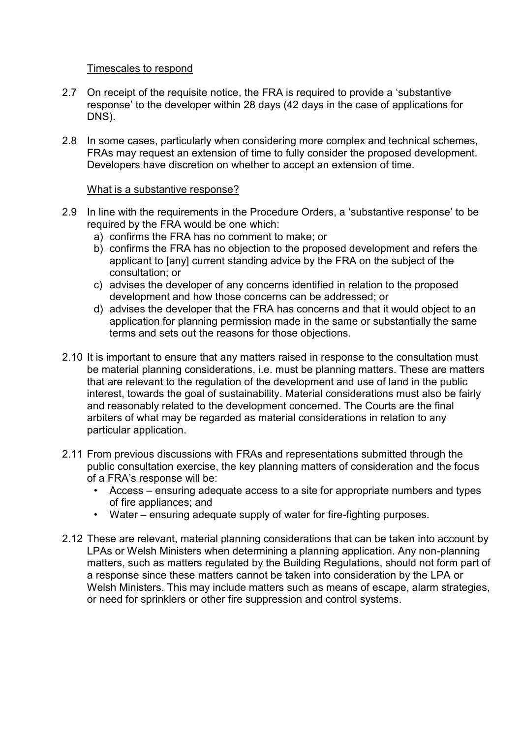Timescales to respond

2.7 On receipt of the requisite notice, the FRA is required to provide a 'substantive response' to the developer within 28 days (42 days in the case of applications for DNS).

2.8 In some cases, particularly when considering more complex and technical schemes, FRAs may request an extension of time to fully consider the proposed development. Developers have discretion on whether to accept an extension of time.

What is a substantive response?

2.9 In line with the requirements in the Procedure Orders, a 'substantive response' to be required by the FRA would be one which:

a) confirms the FRA has no comment to make; or
b) confirms the FRA has no objection to the proposed development and refers the applicant to [any] current standing advice by the FRA on the subject of the consultation; or
c) advises the developer of any concerns identified in relation to the proposed development and how those concerns can be addressed; or
d) advises the developer that the FRA has concerns and that it would object to an application for planning permission made in the same or substantially the same terms and sets out the reasons for those objections.

2.10 It is important to ensure that any matters raised in response to the consultation must be material planning considerations, i.e. must be planning matters. These are matters that are relevant to the regulation of the development and use of land in the public interest, towards the goal of sustainability. Material considerations must also be fairly and reasonably related to the development concerned. The Courts are the final arbiters of what may be regarded as material considerations in relation to any particular application.

2.11 From previous discussions with FRAs and representations submitted through the public consultation exercise, the key planning matters of consideration and the focus of a FRA's response will be:

- Access – ensuring adequate access to a site for appropriate numbers and types of fire appliances; and
- Water – ensuring adequate supply of water for fire-fighting purposes.

2.12 These are relevant, material planning considerations that can be taken into account by LPAs or Welsh Ministers when determining a planning application. Any non-planning matters, such as matters regulated by the Building Regulations, should not form part of a response since these matters cannot be taken into consideration by the LPA or Welsh Ministers. This may include matters such as means of escape, alarm strategies, or need for sprinklers or other fire suppression and control systems.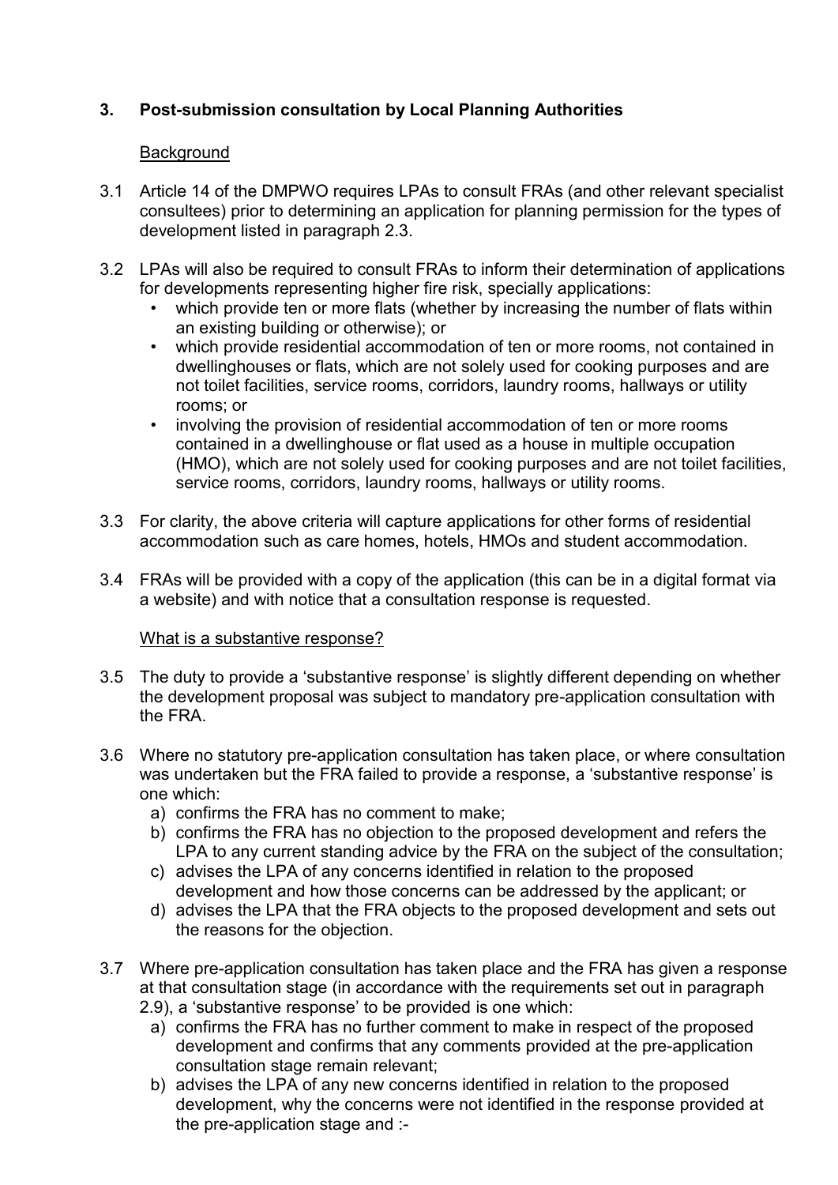## 3. Post-submission consultation by Local Planning Authorities

### Background

3.1 Article 14 of the DMPWO requires LPAs to consult FRAs (and other relevant specialist consultees) prior to determining an application for planning permission for the types of development listed in paragraph 2.3.

3.2 LPAs will also be required to consult FRAs to inform their determination of applications for developments representing higher fire risk, specially applications:

- which provide ten or more flats (whether by increasing the number of flats within an existing building or otherwise); or
- which provide residential accommodation of ten or more rooms, not contained in dwellinghouses or flats, which are not solely used for cooking purposes and are not toilet facilities, service rooms, corridors, laundry rooms, hallways or utility rooms; or
- involving the provision of residential accommodation of ten or more rooms contained in a dwellinghouse or flat used as a house in multiple occupation (HMO), which are not solely used for cooking purposes and are not toilet facilities, service rooms, corridors, laundry rooms, hallways or utility rooms.

3.3 For clarity, the above criteria will capture applications for other forms of residential accommodation such as care homes, hotels, HMOs and student accommodation.

3.4 FRAs will be provided with a copy of the application (this can be in a digital format via a website) and with notice that a consultation response is requested.

### What is a substantive response?

3.5 The duty to provide a 'substantive response' is slightly different depending on whether the development proposal was subject to mandatory pre-application consultation with the FRA.

3.6 Where no statutory pre-application consultation has taken place, or where consultation was undertaken but the FRA failed to provide a response, a 'substantive response' is one which:

a) confirms the FRA has no comment to make;
b) confirms the FRA has no objection to the proposed development and refers the LPA to any current standing advice by the FRA on the subject of the consultation;
c) advises the LPA of any concerns identified in relation to the proposed development and how those concerns can be addressed by the applicant; or
d) advises the LPA that the FRA objects to the proposed development and sets out the reasons for the objection.

3.7 Where pre-application consultation has taken place and the FRA has given a response at that consultation stage (in accordance with the requirements set out in paragraph 2.9), a 'substantive response' to be provided is one which:

a) confirms the FRA has no further comment to make in respect of the proposed development and confirms that any comments provided at the pre-application consultation stage remain relevant;
b) advises the LPA of any new concerns identified in relation to the proposed development, why the concerns were not identified in the response provided at the pre-application stage and :-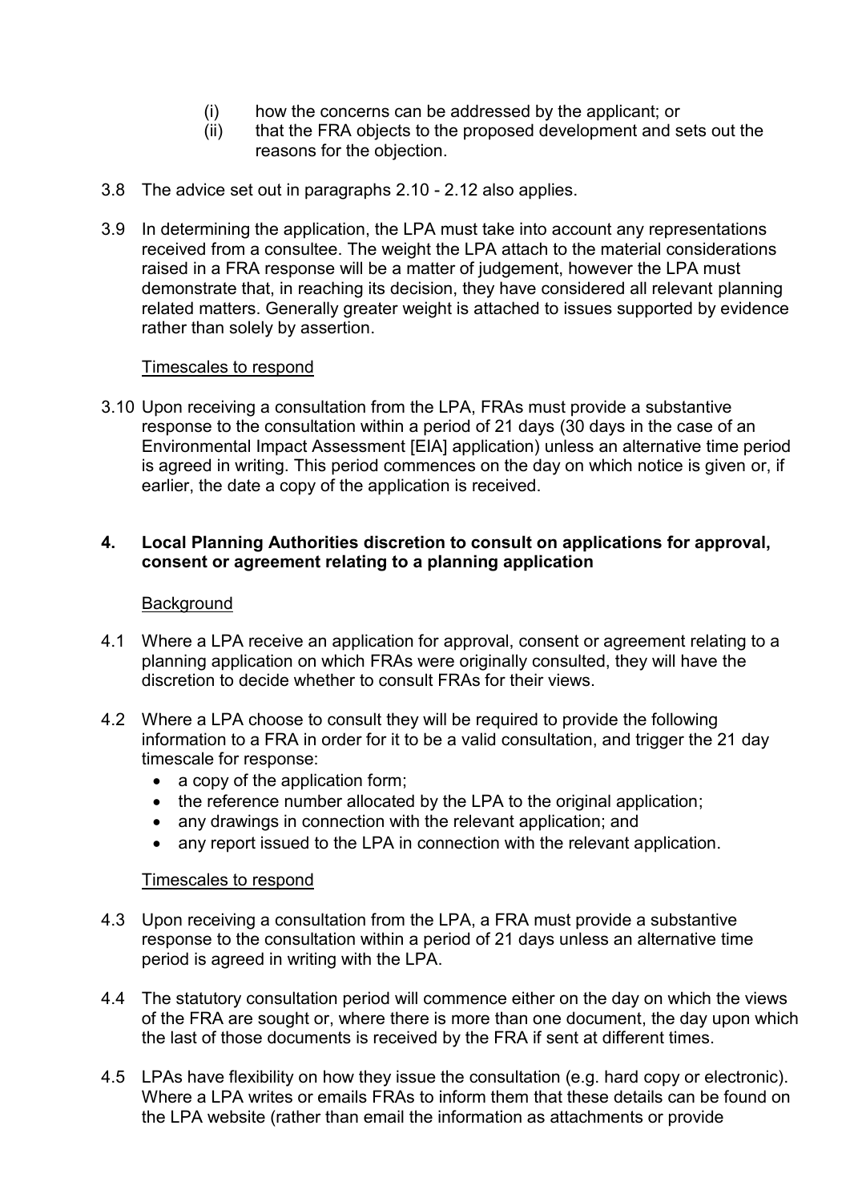(i) how the concerns can be addressed by the applicant; or

(ii) that the FRA objects to the proposed development and sets out the reasons for the objection.

3.8 The advice set out in paragraphs 2.10 - 2.12 also applies.

3.9 In determining the application, the LPA must take into account any representations received from a consultee. The weight the LPA attach to the material considerations raised in a FRA response will be a matter of judgement, however the LPA must demonstrate that, in reaching its decision, they have considered all relevant planning related matters. Generally greater weight is attached to issues supported by evidence rather than solely by assertion.

Timescales to respond

3.10 Upon receiving a consultation from the LPA, FRAs must provide a substantive response to the consultation within a period of 21 days (30 days in the case of an Environmental Impact Assessment [EIA] application) unless an alternative time period is agreed in writing. This period commences on the day on which notice is given or, if earlier, the date a copy of the application is received.

## 4. Local Planning Authorities discretion to consult on applications for approval, consent or agreement relating to a planning application

Background

4.1 Where a LPA receive an application for approval, consent or agreement relating to a planning application on which FRAs were originally consulted, they will have the discretion to decide whether to consult FRAs for their views.

4.2 Where a LPA choose to consult they will be required to provide the following information to a FRA in order for it to be a valid consultation, and trigger the 21 day timescale for response:

- a copy of the application form;
- the reference number allocated by the LPA to the original application;
- any drawings in connection with the relevant application; and
- any report issued to the LPA in connection with the relevant application.

Timescales to respond

4.3 Upon receiving a consultation from the LPA, a FRA must provide a substantive response to the consultation within a period of 21 days unless an alternative time period is agreed in writing with the LPA.

4.4 The statutory consultation period will commence either on the day on which the views of the FRA are sought or, where there is more than one document, the day upon which the last of those documents is received by the FRA if sent at different times.

4.5 LPAs have flexibility on how they issue the consultation (e.g. hard copy or electronic). Where a LPA writes or emails FRAs to inform them that these details can be found on the LPA website (rather than email the information as attachments or provide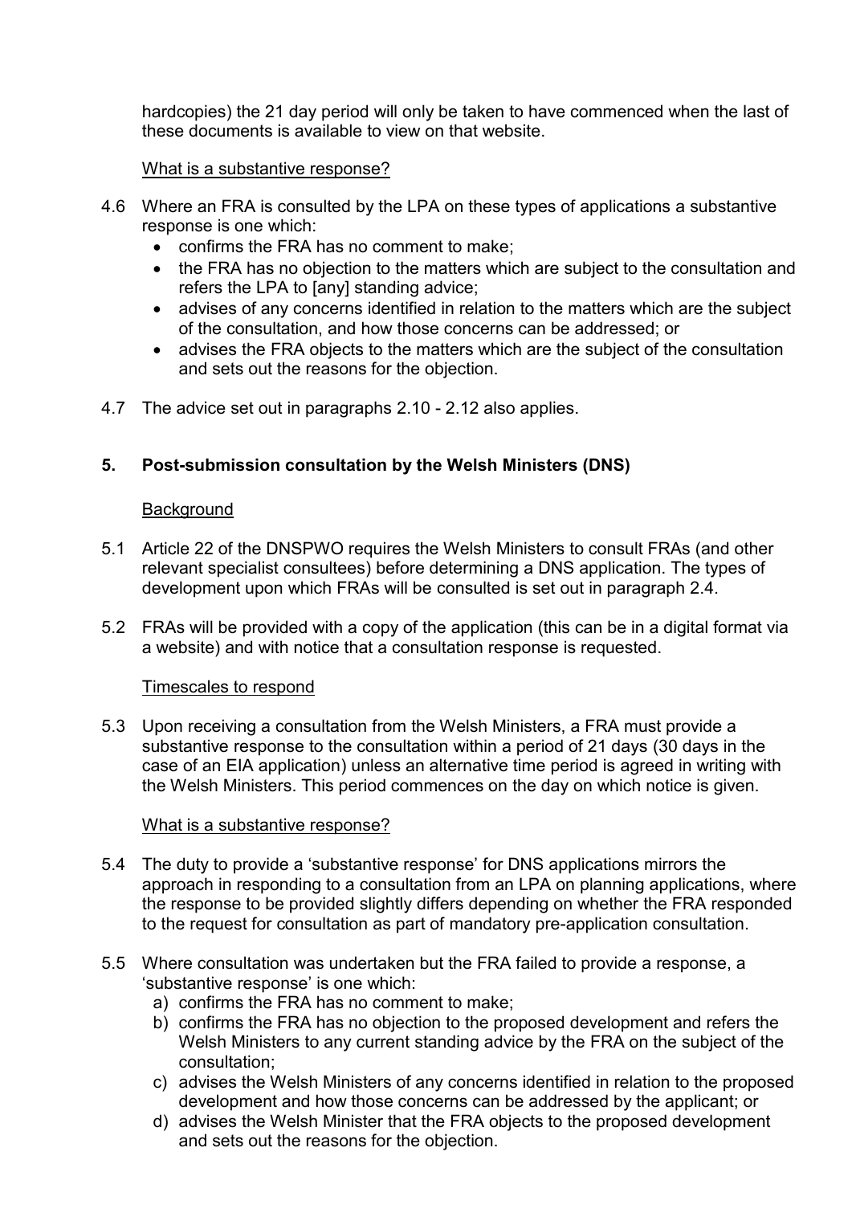hardcopies) the 21 day period will only be taken to have commenced when the last of these documents is available to view on that website.

What is a substantive response?

4.6 Where an FRA is consulted by the LPA on these types of applications a substantive response is one which:

- confirms the FRA has no comment to make;
- the FRA has no objection to the matters which are subject to the consultation and refers the LPA to [any] standing advice;
- advises of any concerns identified in relation to the matters which are the subject of the consultation, and how those concerns can be addressed; or
- advises the FRA objects to the matters which are the subject of the consultation and sets out the reasons for the objection.

4.7 The advice set out in paragraphs 2.10 - 2.12 also applies.

## 5. Post-submission consultation by the Welsh Ministers (DNS)

Background

5.1 Article 22 of the DNSPWO requires the Welsh Ministers to consult FRAs (and other relevant specialist consultees) before determining a DNS application. The types of development upon which FRAs will be consulted is set out in paragraph 2.4.

5.2 FRAs will be provided with a copy of the application (this can be in a digital format via a website) and with notice that a consultation response is requested.

Timescales to respond

5.3 Upon receiving a consultation from the Welsh Ministers, a FRA must provide a substantive response to the consultation within a period of 21 days (30 days in the case of an EIA application) unless an alternative time period is agreed in writing with the Welsh Ministers. This period commences on the day on which notice is given.

What is a substantive response?

5.4 The duty to provide a 'substantive response' for DNS applications mirrors the approach in responding to a consultation from an LPA on planning applications, where the response to be provided slightly differs depending on whether the FRA responded to the request for consultation as part of mandatory pre-application consultation.

5.5 Where consultation was undertaken but the FRA failed to provide a response, a 'substantive response' is one which:

a) confirms the FRA has no comment to make;
b) confirms the FRA has no objection to the proposed development and refers the Welsh Ministers to any current standing advice by the FRA on the subject of the consultation;
c) advises the Welsh Ministers of any concerns identified in relation to the proposed development and how those concerns can be addressed by the applicant; or
d) advises the Welsh Minister that the FRA objects to the proposed development and sets out the reasons for the objection.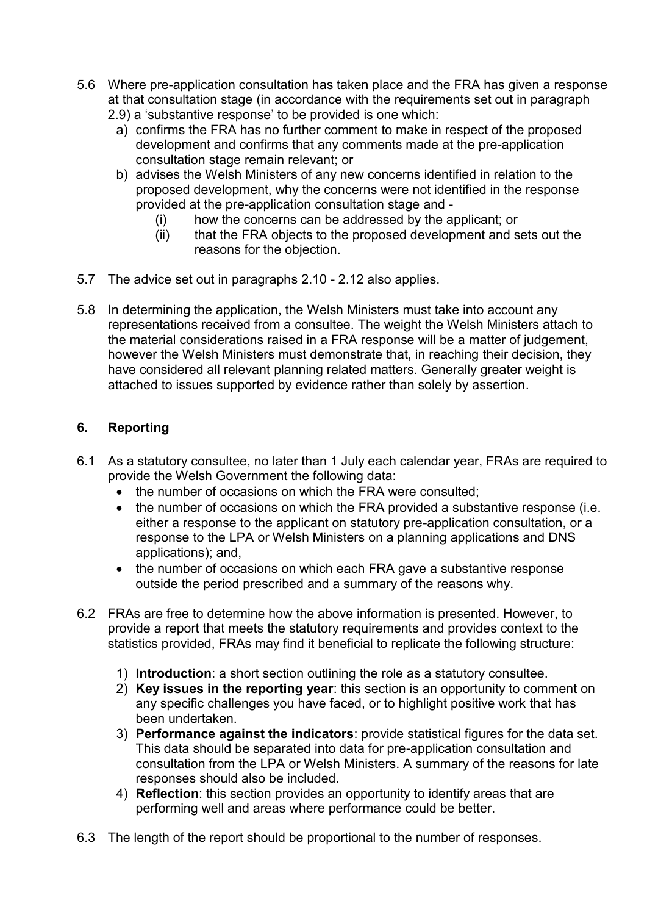5.6 Where pre-application consultation has taken place and the FRA has given a response at that consultation stage (in accordance with the requirements set out in paragraph 2.9) a 'substantive response' to be provided is one which:

a) confirms the FRA has no further comment to make in respect of the proposed development and confirms that any comments made at the pre-application consultation stage remain relevant; or
b) advises the Welsh Ministers of any new concerns identified in relation to the proposed development, why the concerns were not identified in the response provided at the pre-application consultation stage and -
   (i) how the concerns can be addressed by the applicant; or
   (ii) that the FRA objects to the proposed development and sets out the reasons for the objection.

5.7 The advice set out in paragraphs 2.10 - 2.12 also applies.

5.8 In determining the application, the Welsh Ministers must take into account any representations received from a consultee. The weight the Welsh Ministers attach to the material considerations raised in a FRA response will be a matter of judgement, however the Welsh Ministers must demonstrate that, in reaching their decision, they have considered all relevant planning related matters. Generally greater weight is attached to issues supported by evidence rather than solely by assertion.

## 6. Reporting

6.1 As a statutory consultee, no later than 1 July each calendar year, FRAs are required to provide the Welsh Government the following data:

- the number of occasions on which the FRA were consulted;
- the number of occasions on which the FRA provided a substantive response (i.e. either a response to the applicant on statutory pre-application consultation, or a response to the LPA or Welsh Ministers on a planning applications and DNS applications); and,
- the number of occasions on which each FRA gave a substantive response outside the period prescribed and a summary of the reasons why.

6.2 FRAs are free to determine how the above information is presented. However, to provide a report that meets the statutory requirements and provides context to the statistics provided, FRAs may find it beneficial to replicate the following structure:

1) **Introduction**: a short section outlining the role as a statutory consultee.
2) **Key issues in the reporting year**: this section is an opportunity to comment on any specific challenges you have faced, or to highlight positive work that has been undertaken.
3) **Performance against the indicators**: provide statistical figures for the data set. This data should be separated into data for pre-application consultation and consultation from the LPA or Welsh Ministers. A summary of the reasons for late responses should also be included.
4) **Reflection**: this section provides an opportunity to identify areas that are performing well and areas where performance could be better.

6.3 The length of the report should be proportional to the number of responses.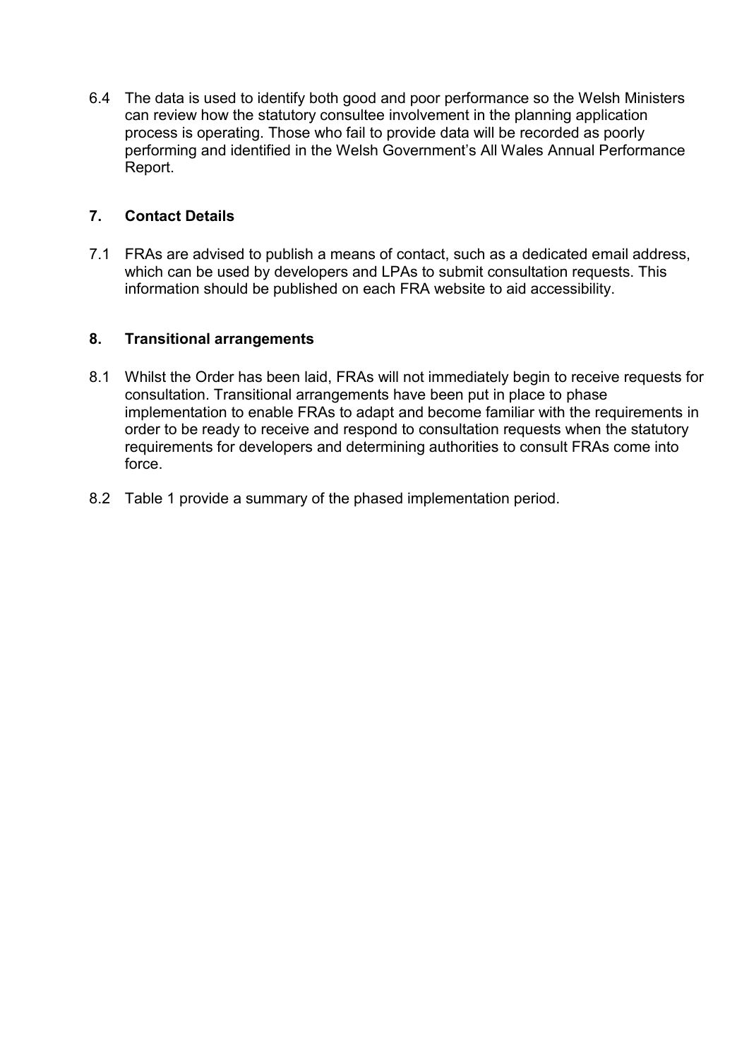6.4 The data is used to identify both good and poor performance so the Welsh Ministers can review how the statutory consultee involvement in the planning application process is operating. Those who fail to provide data will be recorded as poorly performing and identified in the Welsh Government's All Wales Annual Performance Report.

## 7. Contact Details

7.1 FRAs are advised to publish a means of contact, such as a dedicated email address, which can be used by developers and LPAs to submit consultation requests. This information should be published on each FRA website to aid accessibility.

## 8. Transitional arrangements

8.1 Whilst the Order has been laid, FRAs will not immediately begin to receive requests for consultation. Transitional arrangements have been put in place to phase implementation to enable FRAs to adapt and become familiar with the requirements in order to be ready to receive and respond to consultation requests when the statutory requirements for developers and determining authorities to consult FRAs come into force.

8.2 Table 1 provide a summary of the phased implementation period.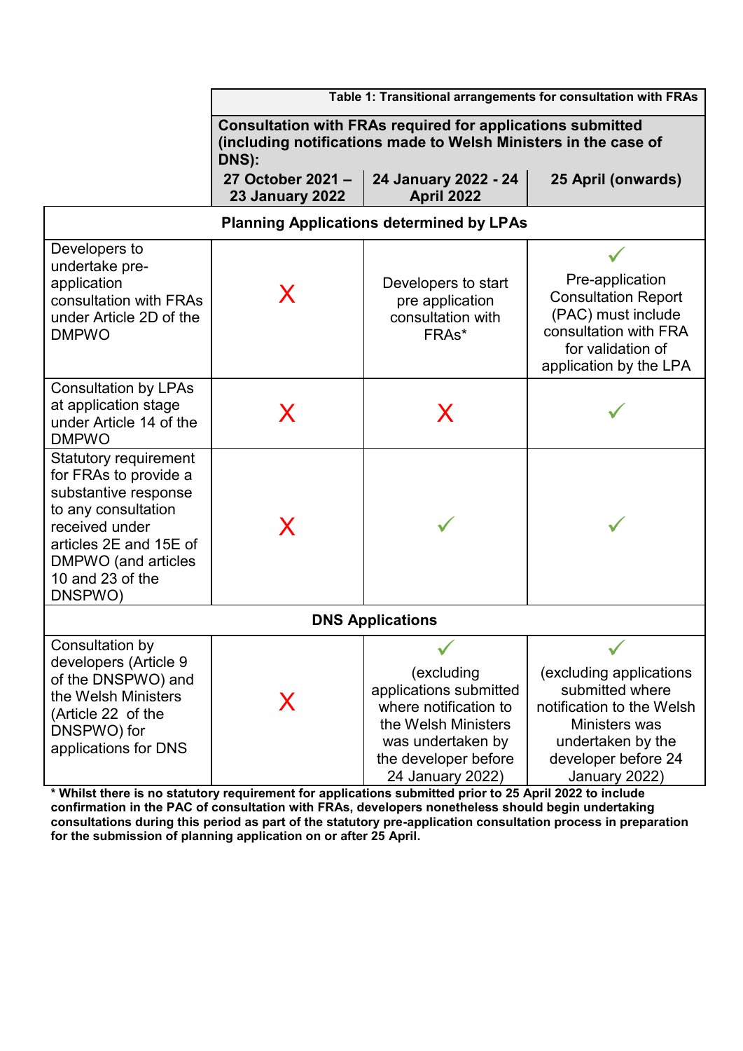**Table 1: Transitional arrangements for consultation with FRAs**

| | Consultation with FRAs required for applications submitted (including notifications made to Welsh Ministers in the case of DNS): | | |
|---|---|---|---|
| | **27 October 2021 – 23 January 2022** | **24 January 2022 - 24 April 2022** | **25 April (onwards)** |
| **Planning Applications determined by LPAs** | | | |
| Developers to undertake pre-application consultation with FRAs under Article 2D of the DMPWO | X | Developers to start pre application consultation with FRAs* | ✓ Pre-application Consultation Report (PAC) must include consultation with FRA for validation of application by the LPA |
| Consultation by LPAs at application stage under Article 14 of the DMPWO | X | X | ✓ |
| Statutory requirement for FRAs to provide a substantive response to any consultation received under articles 2E and 15E of DMPWO (and articles 10 and 23 of the DNSPWO) | X | ✓ | ✓ |
| **DNS Applications** | | | |
| Consultation by developers (Article 9 of the DNSPWO) and the Welsh Ministers (Article 22 of the DNSPWO) for applications for DNS | X | ✓ (excluding applications submitted where notification to the Welsh Ministers was undertaken by the developer before 24 January 2022) | ✓ (excluding applications submitted where notification to the Welsh Ministers was undertaken by the developer before 24 January 2022) |

**\* Whilst there is no statutory requirement for applications submitted prior to 25 April 2022 to include confirmation in the PAC of consultation with FRAs, developers nonetheless should begin undertaking consultations during this period as part of the statutory pre-application consultation process in preparation for the submission of planning application on or after 25 April.**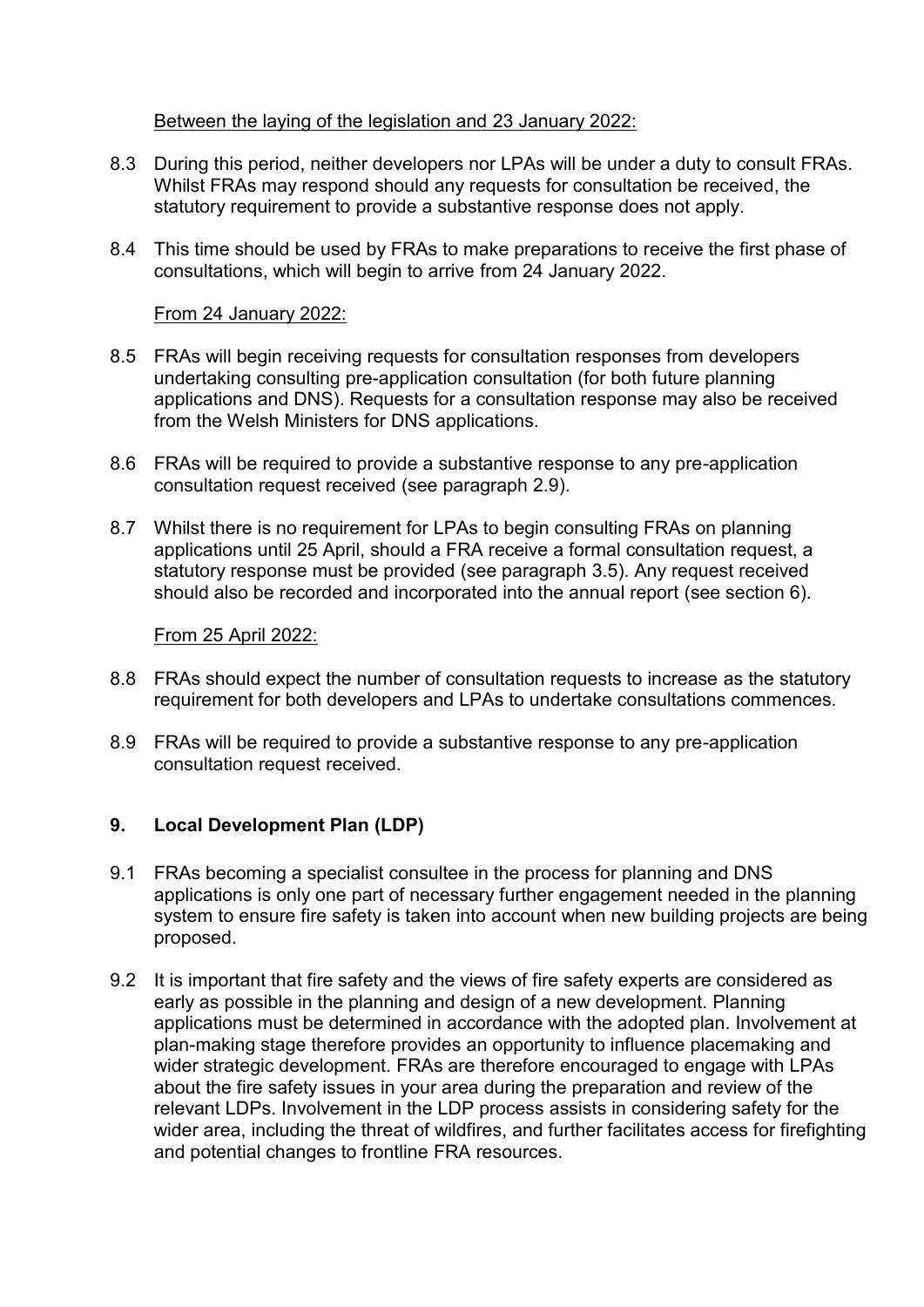Between the laying of the legislation and 23 January 2022:

8.3 During this period, neither developers nor LPAs will be under a duty to consult FRAs. Whilst FRAs may respond should any requests for consultation be received, the statutory requirement to provide a substantive response does not apply.

8.4 This time should be used by FRAs to make preparations to receive the first phase of consultations, which will begin to arrive from 24 January 2022.

From 24 January 2022:

8.5 FRAs will begin receiving requests for consultation responses from developers undertaking consulting pre-application consultation (for both future planning applications and DNS). Requests for a consultation response may also be received from the Welsh Ministers for DNS applications.

8.6 FRAs will be required to provide a substantive response to any pre-application consultation request received (see paragraph 2.9).

8.7 Whilst there is no requirement for LPAs to begin consulting FRAs on planning applications until 25 April, should a FRA receive a formal consultation request, a statutory response must be provided (see paragraph 3.5). Any request received should also be recorded and incorporated into the annual report (see section 6).

From 25 April 2022:

8.8 FRAs should expect the number of consultation requests to increase as the statutory requirement for both developers and LPAs to undertake consultations commences.

8.9 FRAs will be required to provide a substantive response to any pre-application consultation request received.

## 9. Local Development Plan (LDP)

9.1 FRAs becoming a specialist consultee in the process for planning and DNS applications is only one part of necessary further engagement needed in the planning system to ensure fire safety is taken into account when new building projects are being proposed.

9.2 It is important that fire safety and the views of fire safety experts are considered as early as possible in the planning and design of a new development. Planning applications must be determined in accordance with the adopted plan. Involvement at plan-making stage therefore provides an opportunity to influence placemaking and wider strategic development. FRAs are therefore encouraged to engage with LPAs about the fire safety issues in your area during the preparation and review of the relevant LDPs. Involvement in the LDP process assists in considering safety for the wider area, including the threat of wildfires, and further facilitates access for firefighting and potential changes to frontline FRA resources.